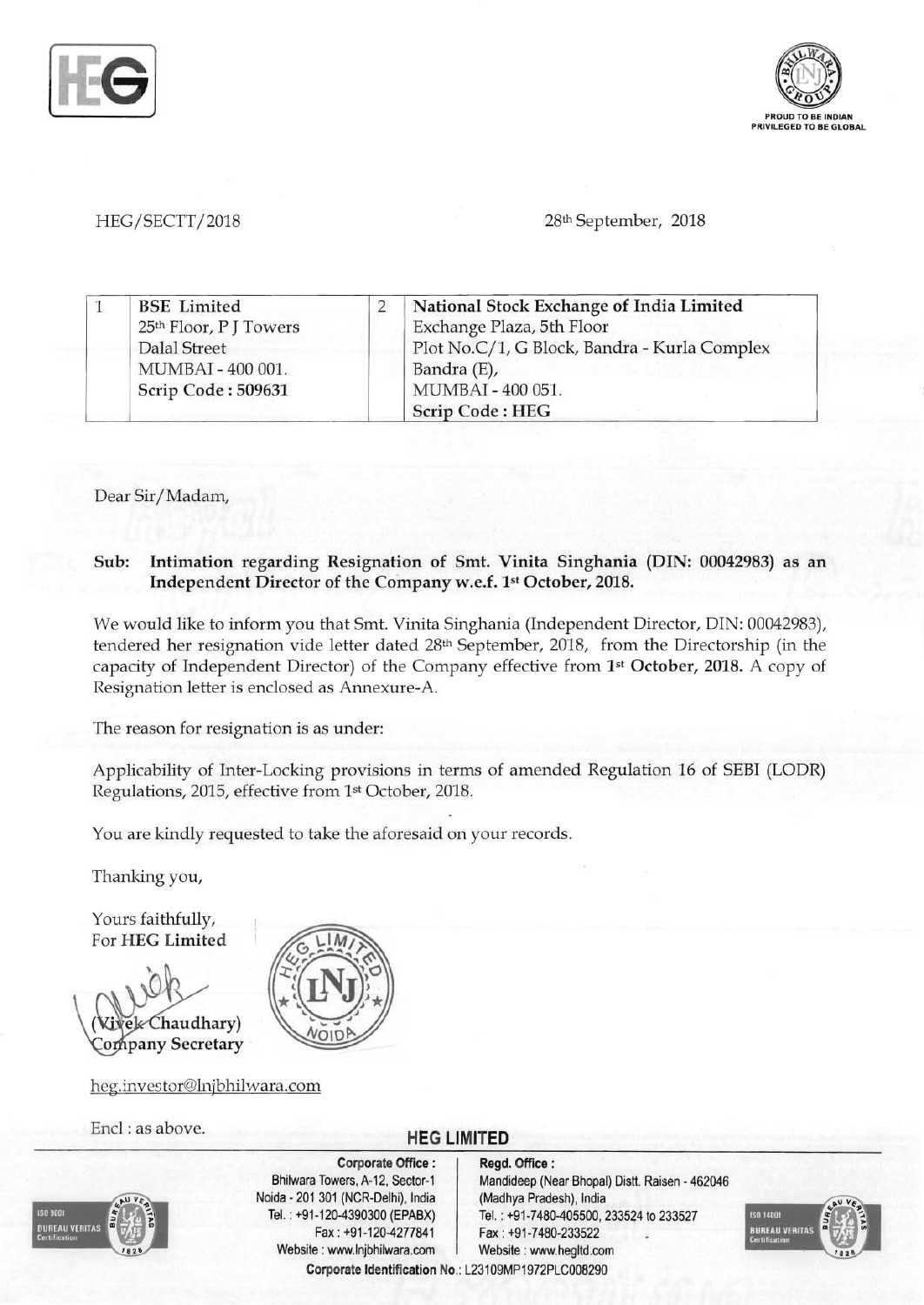HEG/SECTT/2018

28th September, 2018

| 1 | BSE Limited<br>25th Floor, P J Towers<br>Dalal Street<br>MUMBAI - 400 001.<br>Scrip Code : 509631 | 2 | **National Stock Exchange of India Limited**<br>Exchange Plaza, 5th Floor<br>Plot No.C/1, G Block, Bandra - Kurla Complex<br>Bandra (E),<br>MUMBAI - 400 051.<br>**Scrip Code : HEG** |
|---|---|---|---|

Dear Sir/Madam,

**Sub: Intimation regarding Resignation of Smt. Vinita Singhania (DIN: 00042983) as an Independent Director of the Company w.e.f. 1st October, 2018.**

We would like to inform you that Smt. Vinita Singhania (Independent Director, DIN: 00042983), tendered her resignation vide letter dated 28th September, 2018, from the Directorship (in the capacity of Independent Director) of the Company effective from **1st October, 2018.** A copy of Resignation letter is enclosed as Annexure-A.

The reason for resignation is as under:

Applicability of Inter-Locking provisions in terms of amended Regulation 16 of SEBI (LODR) Regulations, 2015, effective from 1st October, 2018.

You are kindly requested to take the aforesaid on your records.

Thanking you,

Yours faithfully,
For **HEG Limited**

(Vivek Chaudhary)
**Company Secretary**

heg.investor@lnjbhilwara.com

Encl : as above.

**HEG LIMITED**

**Corporate Office :**
Bhilwara Towers, A-12, Sector-1
Noida - 201 301 (NCR-Delhi), India
Tel. : +91-120-4390300 (EPABX)
Fax : +91-120-4277841
Website : www.lnjbhilwara.com

**Regd. Office :**
Mandideep (Near Bhopal) Distt. Raisen - 462046
(Madhya Pradesh), India
Tel. : +91-7480-405500, 233524 to 233527
Fax : +91-7480-233522
Website : www.hegltd.com

**Corporate Identification No.:** L23109MP1972PLC008290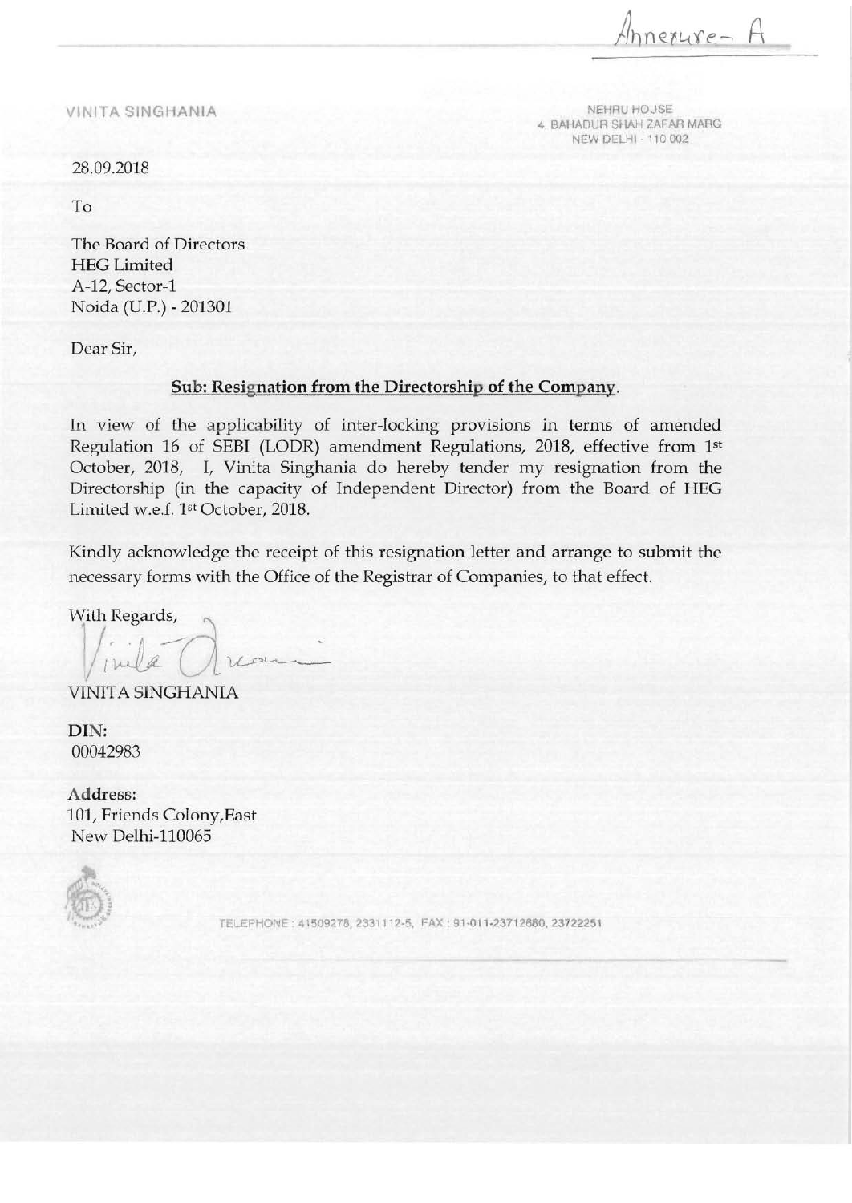Annexure- A

VINITA SINGHANIA

NEHRU HOUSE
4, BAHADUR SHAH ZAFAR MARG
NEW DELHI - 110 002

28.09.2018

To

The Board of Directors
HEG Limited
A-12, Sector-1
Noida (U.P.) - 201301

Dear Sir,

**Sub: Resignation from the Directorship of the Company.**

In view of the applicability of inter-locking provisions in terms of amended Regulation 16 of SEBI (LODR) amendment Regulations, 2018, effective from 1st October, 2018, I, Vinita Singhania do hereby tender my resignation from the Directorship (in the capacity of Independent Director) from the Board of HEG Limited w.e.f. 1st October, 2018.

Kindly acknowledge the receipt of this resignation letter and arrange to submit the necessary forms with the Office of the Registrar of Companies, to that effect.

With Regards,

VINITA SINGHANIA

**DIN:**
00042983

**Address:**
101, Friends Colony, East
New Delhi-110065

TELEPHONE : 41509278, 2331112-5, FAX : 91-011-23712680, 23722251